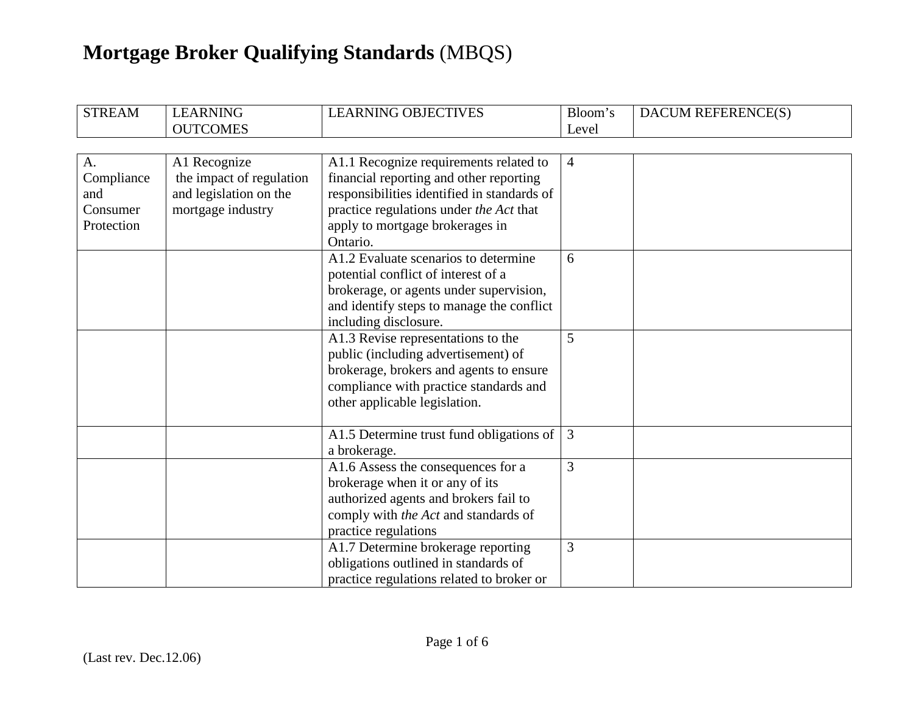# **Mortgage Broker Qualifying Standards** (MBQS)

| STREAM | LEARNING OUTCOMES | LEARNING OBJECTIVES | Bloom's Level | DACUM REFERENCE(S) |
|---|---|---|---|---|
| A. Compliance and Consumer Protection | A1 Recognize the impact of regulation and legislation on the mortgage industry | A1.1 Recognize requirements related to financial reporting and other reporting responsibilities identified in standards of practice regulations under *the Act* that apply to mortgage brokerages in Ontario. | 4 | |
| | | A1.2 Evaluate scenarios to determine potential conflict of interest of a brokerage, or agents under supervision, and identify steps to manage the conflict including disclosure. | 6 | |
| | | A1.3 Revise representations to the public (including advertisement) of brokerage, brokers and agents to ensure compliance with practice standards and other applicable legislation. | 5 | |
| | | A1.5 Determine trust fund obligations of a brokerage. | 3 | |
| | | A1.6 Assess the consequences for a brokerage when it or any of its authorized agents and brokers fail to comply with *the Act* and standards of practice regulations | 3 | |
| | | A1.7 Determine brokerage reporting obligations outlined in standards of practice regulations related to broker or | 3 | |

(Last rev. Dec.12.06)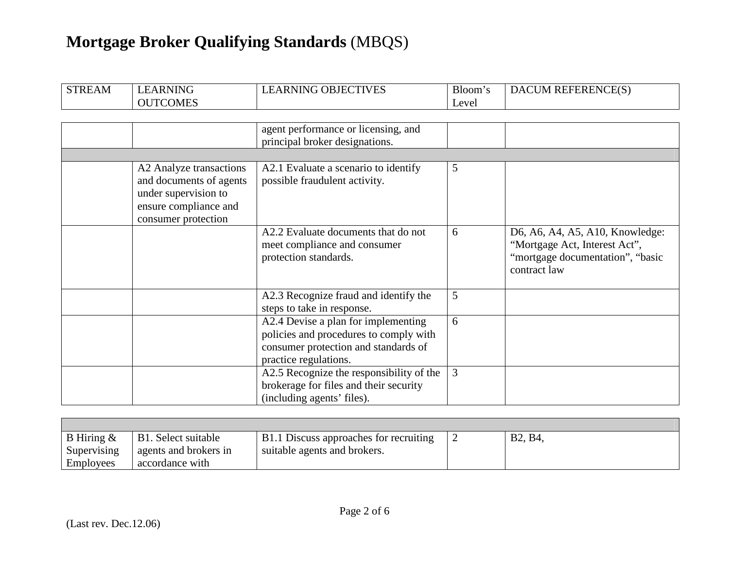# **Mortgage Broker Qualifying Standards** (MBQS)

| STREAM | LEARNING OUTCOMES | LEARNING OBJECTIVES | Bloom's Level | DACUM REFERENCE(S) |
|---|---|---|---|---|
| | | agent performance or licensing, and principal broker designations. | | |
| | | | | |
| | A2 Analyze transactions and documents of agents under supervision to ensure compliance and consumer protection | A2.1 Evaluate a scenario to identify possible fraudulent activity. | 5 | |
| | | A2.2 Evaluate documents that do not meet compliance and consumer protection standards. | 6 | D6, A6, A4, A5, A10, Knowledge: "Mortgage Act, Interest Act", "mortgage documentation", "basic contract law |
| | | A2.3 Recognize fraud and identify the steps to take in response. | 5 | |
| | | A2.4 Devise a plan for implementing policies and procedures to comply with consumer protection and standards of practice regulations. | 6 | |
| | | A2.5 Recognize the responsibility of the brokerage for files and their security (including agents' files). | 3 | |
| | | | | |
| B Hiring & Supervising Employees | B1. Select suitable agents and brokers in accordance with | B1.1 Discuss approaches for recruiting suitable agents and brokers. | 2 | B2, B4, |

(Last rev. Dec.12.06)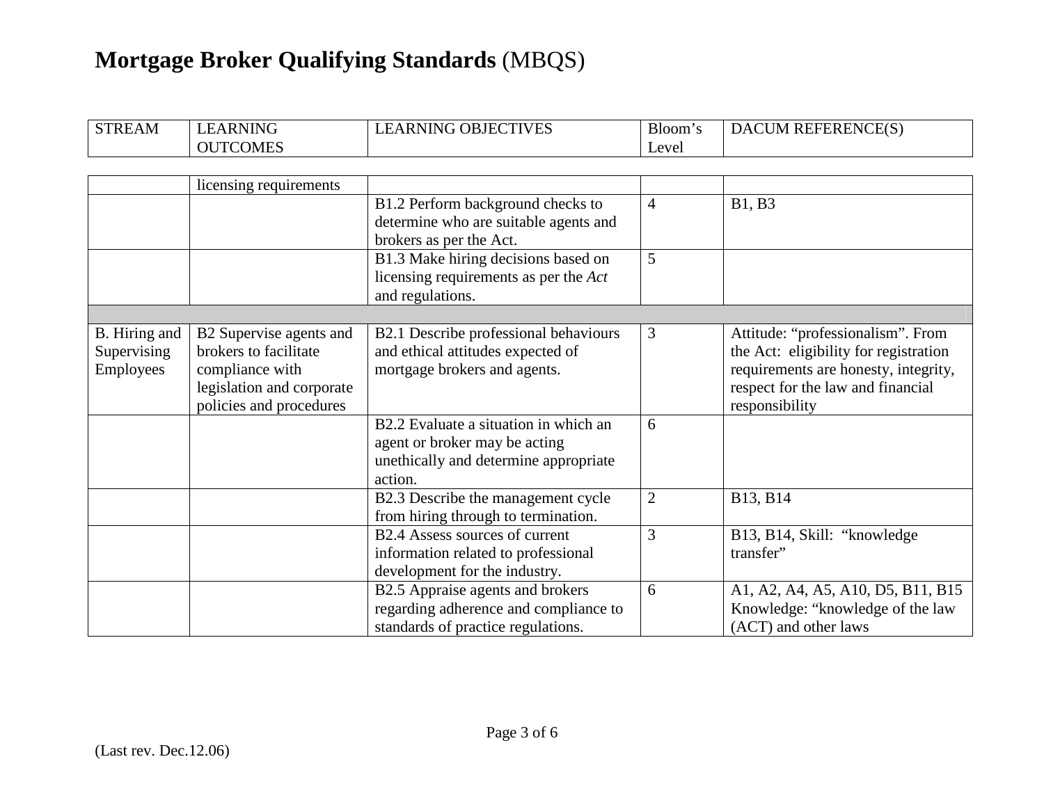# **Mortgage Broker Qualifying Standards** (MBQS)

| STREAM | LEARNING OUTCOMES | LEARNING OBJECTIVES | Bloom's Level | DACUM REFERENCE(S) |
|---|---|---|---|---|
| | licensing requirements | | | |
| | | B1.2 Perform background checks to determine who are suitable agents and brokers as per the Act. | 4 | B1, B3 |
| | | B1.3 Make hiring decisions based on licensing requirements as per the *Act* and regulations. | 5 | |
| | | | | |
| B. Hiring and Supervising Employees | B2 Supervise agents and brokers to facilitate compliance with legislation and corporate policies and procedures | B2.1 Describe professional behaviours and ethical attitudes expected of mortgage brokers and agents. | 3 | Attitude: "professionalism". From the Act: eligibility for registration requirements are honesty, integrity, respect for the law and financial responsibility |
| | | B2.2 Evaluate a situation in which an agent or broker may be acting unethically and determine appropriate action. | 6 | |
| | | B2.3 Describe the management cycle from hiring through to termination. | 2 | B13, B14 |
| | | B2.4 Assess sources of current information related to professional development for the industry. | 3 | B13, B14, Skill: "knowledge transfer" |
| | | B2.5 Appraise agents and brokers regarding adherence and compliance to standards of practice regulations. | 6 | A1, A2, A4, A5, A10, D5, B11, B15 Knowledge: "knowledge of the law (ACT) and other laws |

(Last rev. Dec.12.06)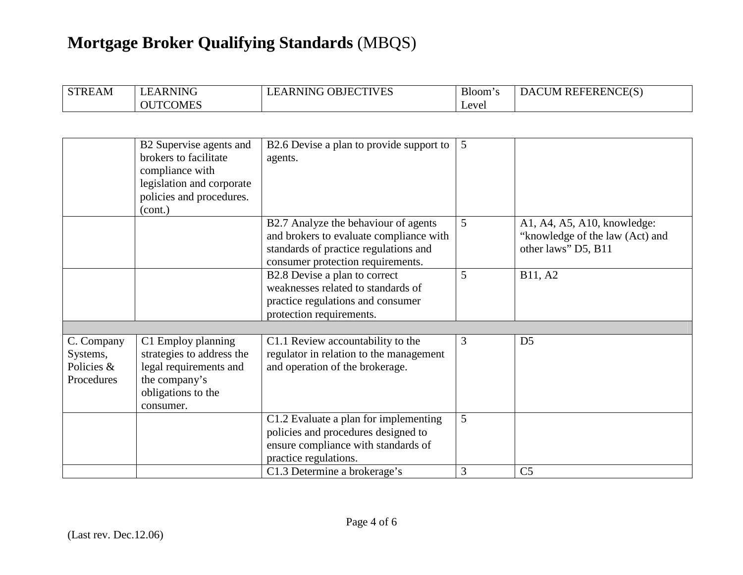# **Mortgage Broker Qualifying Standards** (MBQS)

| STREAM | LEARNING OUTCOMES | LEARNING OBJECTIVES | Bloom's Level | DACUM REFERENCE(S) |
|---|---|---|---|---|
| | B2 Supervise agents and brokers to facilitate compliance with legislation and corporate policies and procedures. (cont.) | B2.6 Devise a plan to provide support to agents. | 5 | |
| | | B2.7 Analyze the behaviour of agents and brokers to evaluate compliance with standards of practice regulations and consumer protection requirements. | 5 | A1, A4, A5, A10, knowledge: "knowledge of the law (Act) and other laws" D5, B11 |
| | | B2.8 Devise a plan to correct weaknesses related to standards of practice regulations and consumer protection requirements. | 5 | B11, A2 |
| | | | | |
| C. Company Systems, Policies & Procedures | C1 Employ planning strategies to address the legal requirements and the company's obligations to the consumer. | C1.1 Review accountability to the regulator in relation to the management and operation of the brokerage. | 3 | D5 |
| | | C1.2 Evaluate a plan for implementing policies and procedures designed to ensure compliance with standards of practice regulations. | 5 | |
| | | C1.3 Determine a brokerage's | 3 | C5 |

(Last rev. Dec.12.06)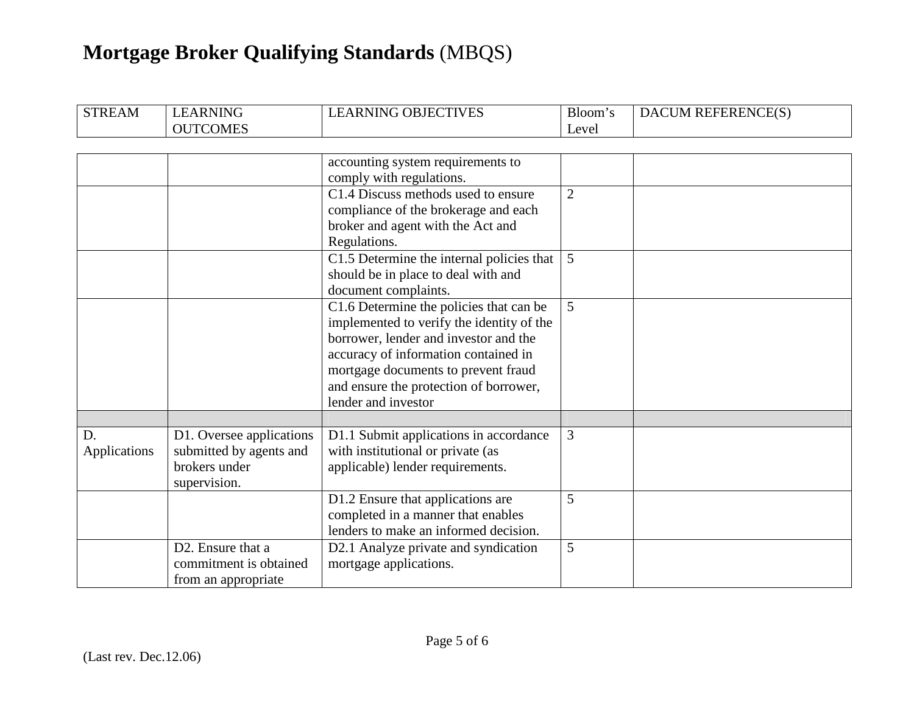# Mortgage Broker Qualifying Standards (MBQS)

| STREAM | LEARNING OUTCOMES | LEARNING OBJECTIVES | Bloom's Level | DACUM REFERENCE(S) |
|---|---|---|---|---|
| | | accounting system requirements to comply with regulations. | | |
| | | C1.4 Discuss methods used to ensure compliance of the brokerage and each broker and agent with the Act and Regulations. | 2 | |
| | | C1.5 Determine the internal policies that should be in place to deal with and document complaints. | 5 | |
| | | C1.6 Determine the policies that can be implemented to verify the identity of the borrower, lender and investor and the accuracy of information contained in mortgage documents to prevent fraud and ensure the protection of borrower, lender and investor | 5 | |
| | | | | |
| D. Applications | D1. Oversee applications submitted by agents and brokers under supervision. | D1.1 Submit applications in accordance with institutional or private (as applicable) lender requirements. | 3 | |
| | | D1.2 Ensure that applications are completed in a manner that enables lenders to make an informed decision. | 5 | |
| | D2. Ensure that a commitment is obtained from an appropriate | D2.1 Analyze private and syndication mortgage applications. | 5 | |

(Last rev. Dec.12.06)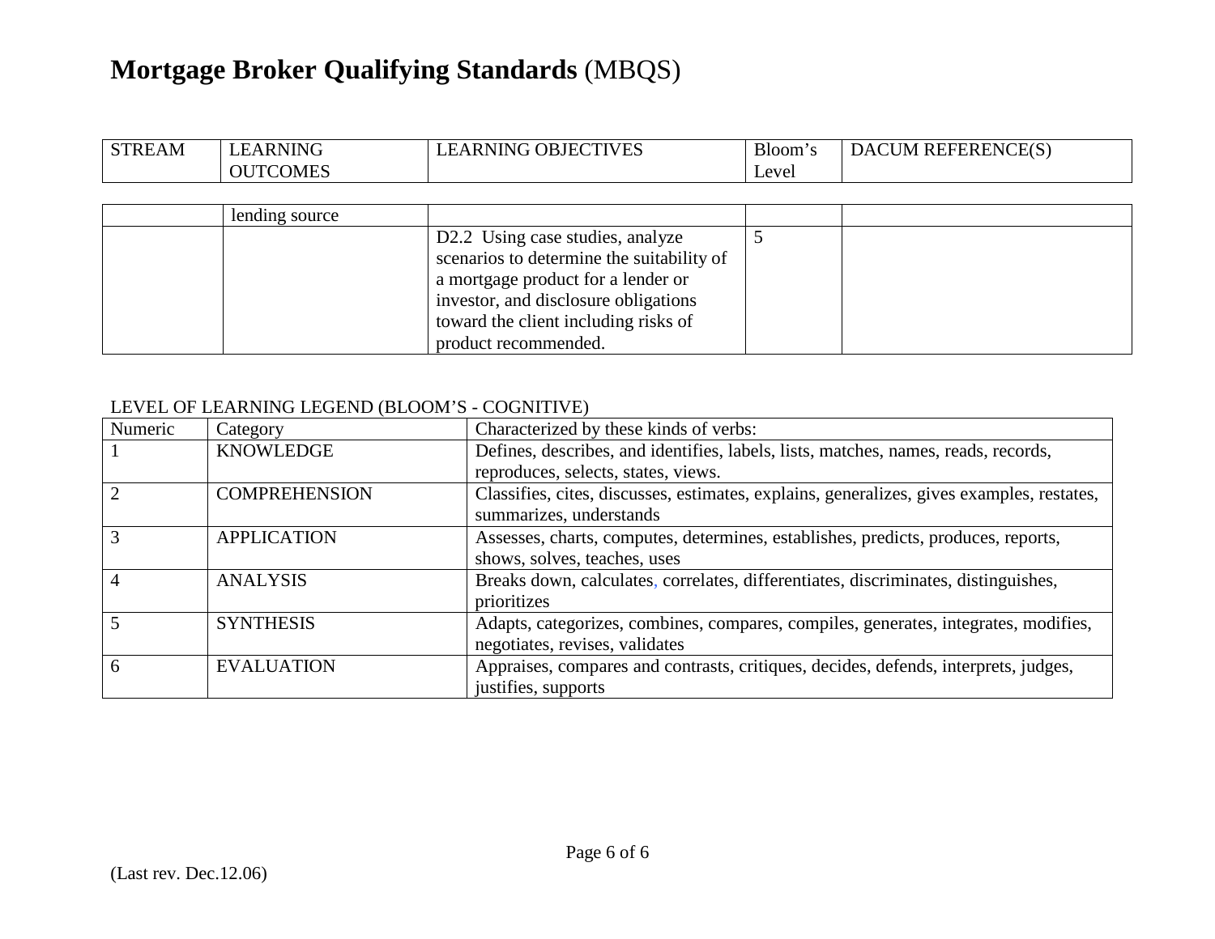# **Mortgage Broker Qualifying Standards** (MBQS)

| STREAM | LEARNING OUTCOMES | LEARNING OBJECTIVES | Bloom's Level | DACUM REFERENCE(S) |
|---|---|---|---|---|
| | lending source | | | |
| | | D2.2 Using case studies, analyze scenarios to determine the suitability of a mortgage product for a lender or investor, and disclosure obligations toward the client including risks of product recommended. | 5 | |

LEVEL OF LEARNING LEGEND (BLOOM'S - COGNITIVE)

| Numeric | Category | Characterized by these kinds of verbs: |
|---|---|---|
| 1 | KNOWLEDGE | Defines, describes, and identifies, labels, lists, matches, names, reads, records, reproduces, selects, states, views. |
| 2 | COMPREHENSION | Classifies, cites, discusses, estimates, explains, generalizes, gives examples, restates, summarizes, understands |
| 3 | APPLICATION | Assesses, charts, computes, determines, establishes, predicts, produces, reports, shows, solves, teaches, uses |
| 4 | ANALYSIS | Breaks down, calculates, correlates, differentiates, discriminates, distinguishes, prioritizes |
| 5 | SYNTHESIS | Adapts, categorizes, combines, compares, compiles, generates, integrates, modifies, negotiates, revises, validates |
| 6 | EVALUATION | Appraises, compares and contrasts, critiques, decides, defends, interprets, judges, justifies, supports |

(Last rev. Dec.12.06)